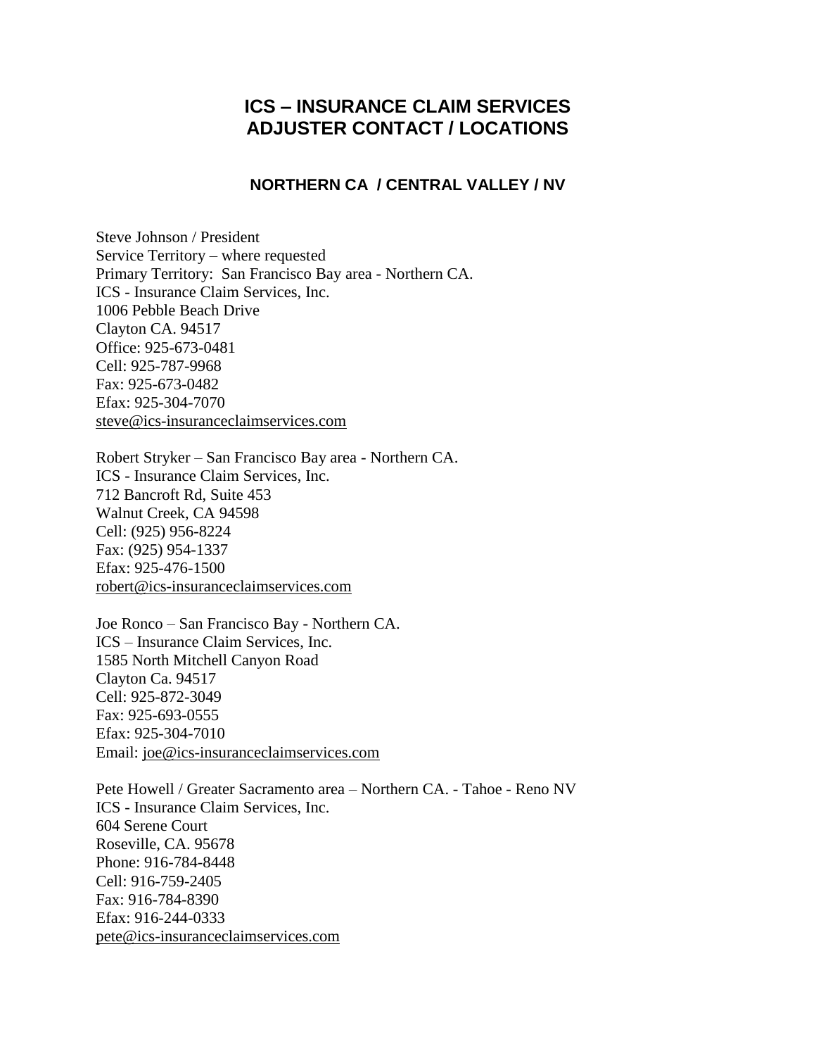# ICS – INSURANCE CLAIM SERVICES
# ADJUSTER CONTACT / LOCATIONS

### NORTHERN CA / CENTRAL VALLEY / NV

Steve Johnson / President  
Service Territory – where requested  
Primary Territory: San Francisco Bay area - Northern CA.  
ICS - Insurance Claim Services, Inc.  
1006 Pebble Beach Drive  
Clayton CA. 94517  
Office: 925-673-0481  
Cell: 925-787-9968  
Fax: 925-673-0482  
Efax: 925-304-7070  
steve@ics-insuranceclaimservices.com

Robert Stryker – San Francisco Bay area - Northern CA.  
ICS - Insurance Claim Services, Inc.  
712 Bancroft Rd, Suite 453  
Walnut Creek, CA 94598  
Cell: (925) 956-8224  
Fax: (925) 954-1337  
Efax: 925-476-1500  
robert@ics-insuranceclaimservices.com

Joe Ronco – San Francisco Bay - Northern CA.  
ICS – Insurance Claim Services, Inc.  
1585 North Mitchell Canyon Road  
Clayton Ca. 94517  
Cell: 925-872-3049  
Fax: 925-693-0555  
Efax: 925-304-7010  
Email: joe@ics-insuranceclaimservices.com

Pete Howell / Greater Sacramento area – Northern CA. - Tahoe - Reno NV  
ICS - Insurance Claim Services, Inc.  
604 Serene Court  
Roseville, CA. 95678  
Phone: 916-784-8448  
Cell: 916-759-2405  
Fax: 916-784-8390  
Efax: 916-244-0333  
pete@ics-insuranceclaimservices.com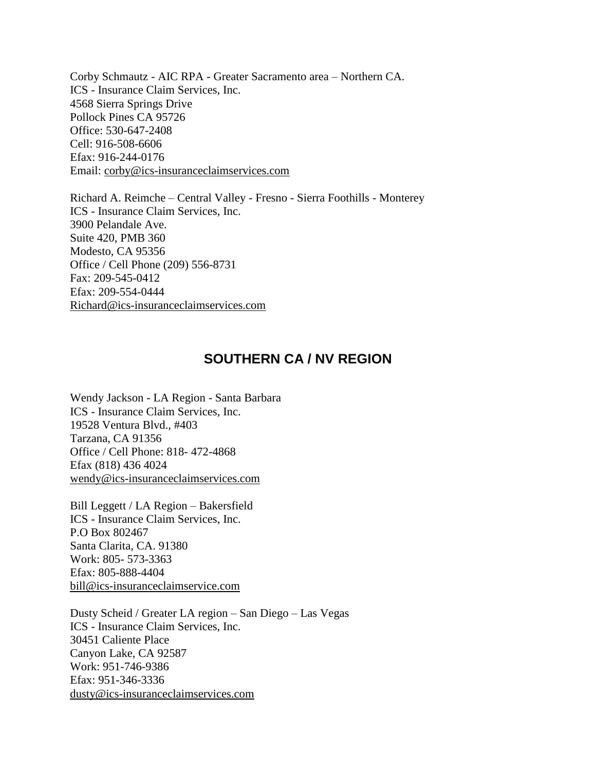Corby Schmautz - AIC RPA - Greater Sacramento area – Northern CA.
ICS - Insurance Claim Services, Inc.
4568 Sierra Springs Drive
Pollock Pines CA 95726
Office: 530-647-2408
Cell: 916-508-6606
Efax: 916-244-0176
Email: corby@ics-insuranceclaimservices.com

Richard A. Reimche – Central Valley - Fresno - Sierra Foothills - Monterey
ICS - Insurance Claim Services, Inc.
3900 Pelandale Ave.
Suite 420, PMB 360
Modesto, CA 95356
Office / Cell Phone (209) 556-8731
Fax: 209-545-0412
Efax: 209-554-0444
Richard@ics-insuranceclaimservices.com

## SOUTHERN CA / NV REGION

Wendy Jackson - LA Region - Santa Barbara
ICS - Insurance Claim Services, Inc.
19528 Ventura Blvd., #403
Tarzana, CA 91356
Office / Cell Phone: 818- 472-4868
Efax (818) 436 4024
wendy@ics-insuranceclaimservices.com

Bill Leggett / LA Region – Bakersfield
ICS - Insurance Claim Services, Inc.
P.O Box 802467
Santa Clarita, CA. 91380
Work: 805- 573-3363
Efax: 805-888-4404
bill@ics-insuranceclaimservice.com

Dusty Scheid / Greater LA region – San Diego – Las Vegas
ICS - Insurance Claim Services, Inc.
30451 Caliente Place
Canyon Lake, CA 92587
Work: 951-746-9386
Efax: 951-346-3336
dusty@ics-insuranceclaimservices.com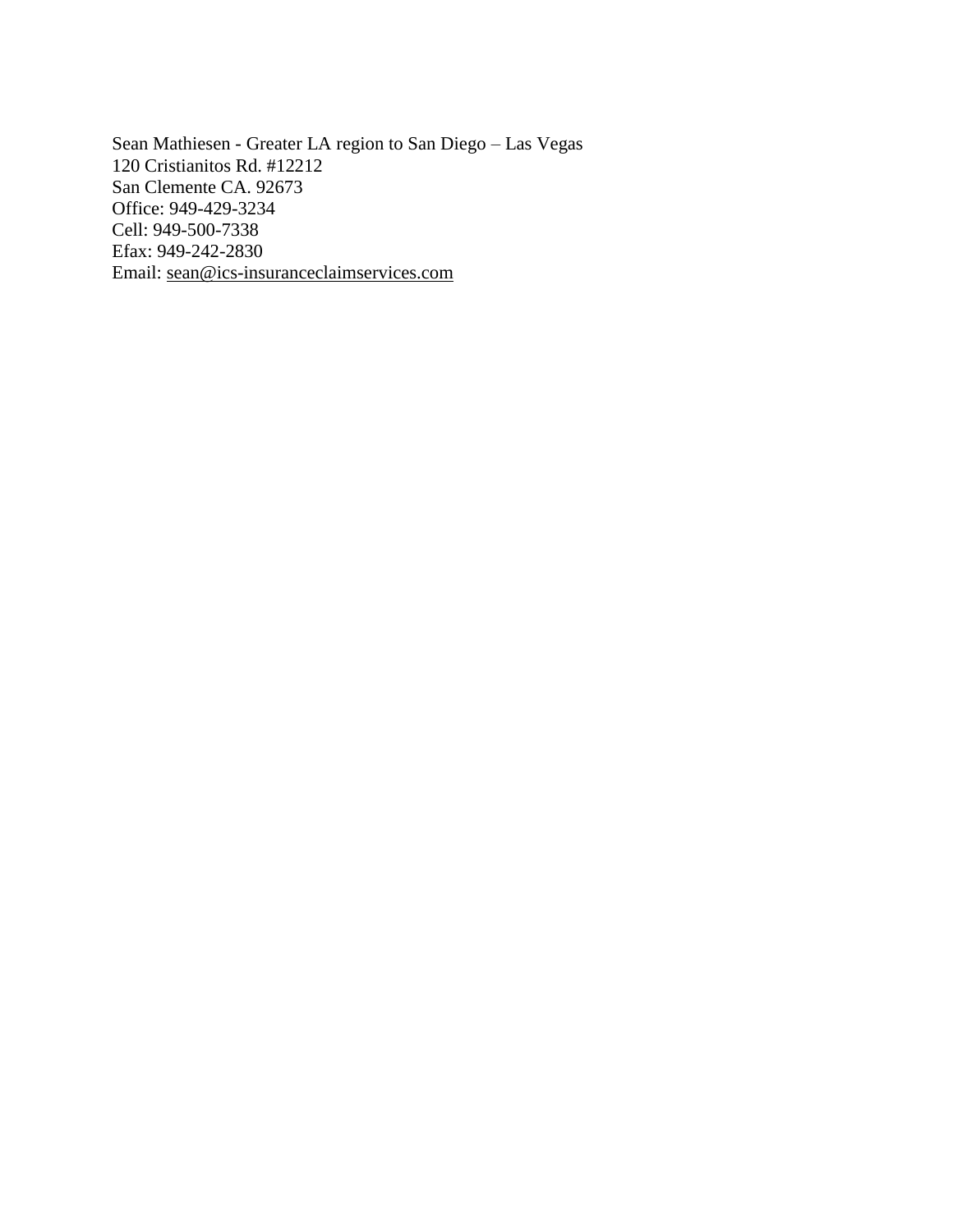Sean Mathiesen - Greater LA region to San Diego – Las Vegas
120 Cristianitos Rd. #12212
San Clemente CA. 92673
Office: 949-429-3234
Cell: 949-500-7338
Efax: 949-242-2830
Email: sean@ics-insuranceclaimservices.com